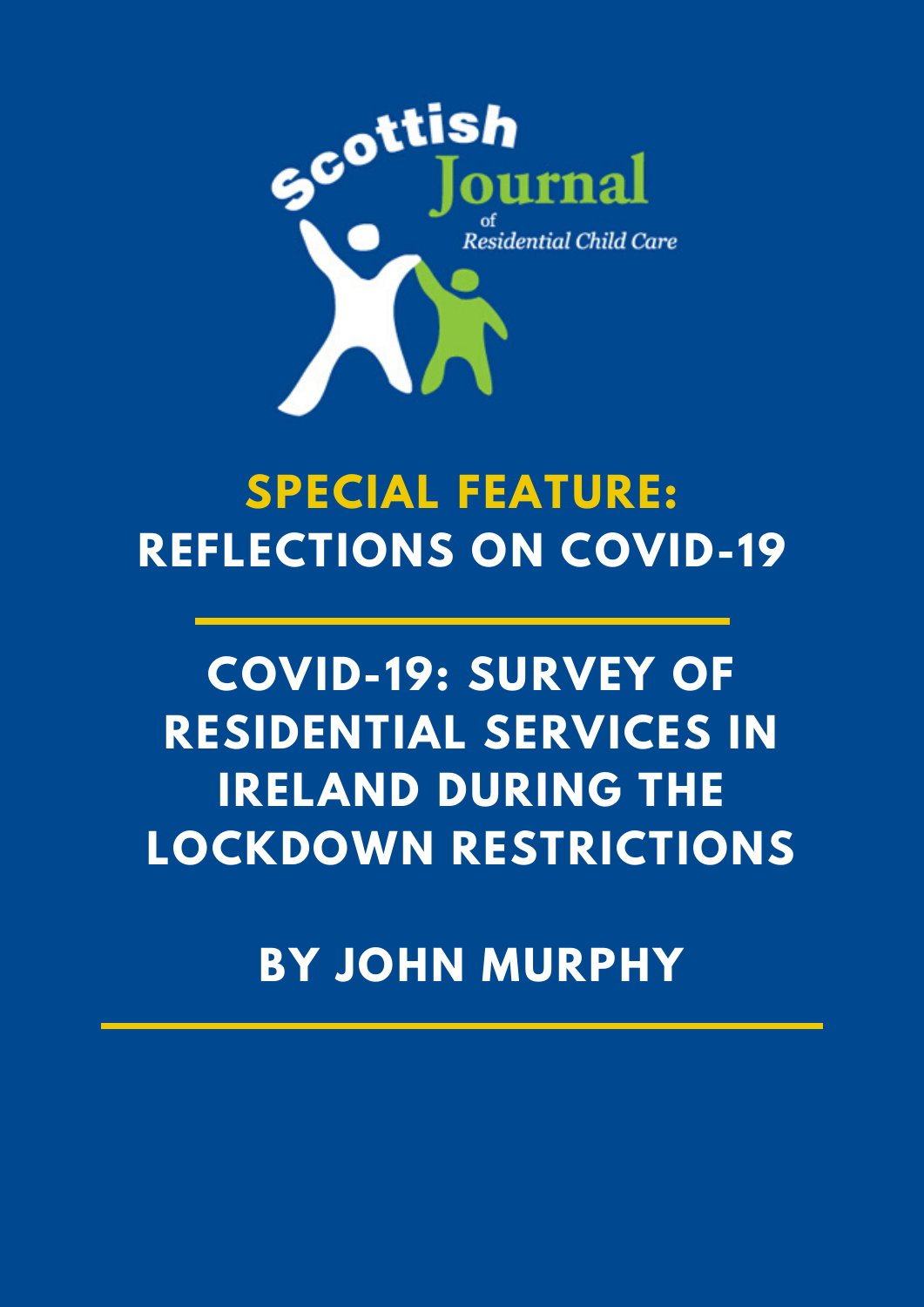Scottish Journal of Residential Child Care

## SPECIAL FEATURE: REFLECTIONS ON COVID-19

# COVID-19: SURVEY OF RESIDENTIAL SERVICES IN IRELAND DURING THE LOCKDOWN RESTRICTIONS

## BY JOHN MURPHY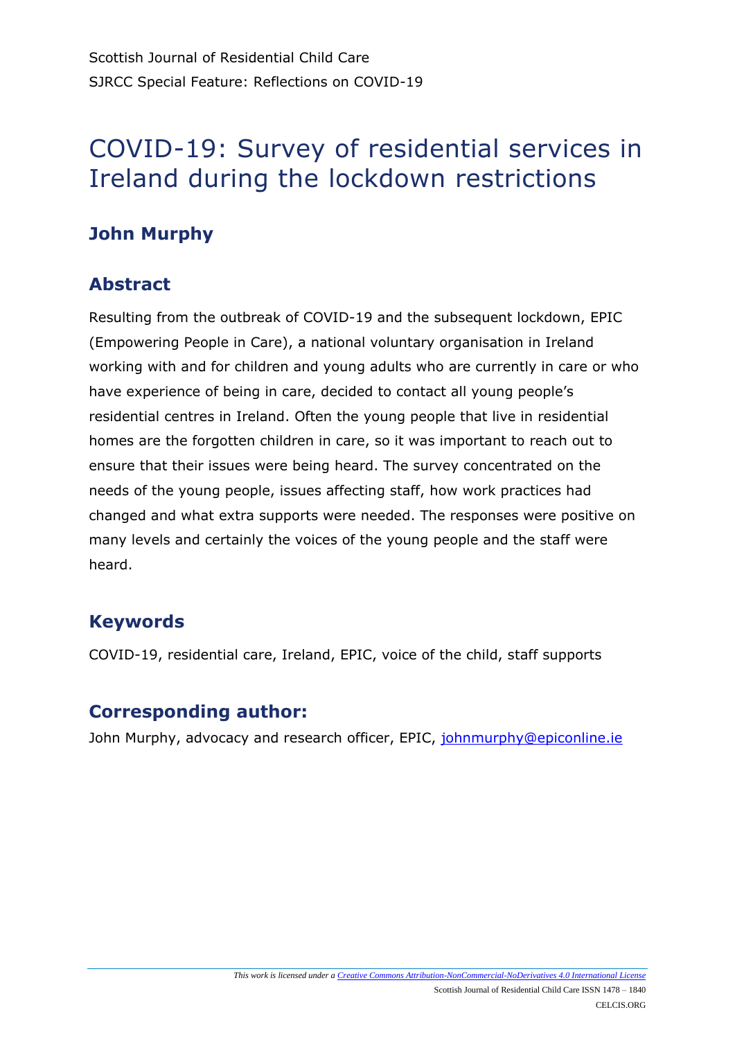# COVID-19: Survey of residential services in Ireland during the lockdown restrictions

## John Murphy

## Abstract

Resulting from the outbreak of COVID-19 and the subsequent lockdown, EPIC (Empowering People in Care), a national voluntary organisation in Ireland working with and for children and young adults who are currently in care or who have experience of being in care, decided to contact all young people's residential centres in Ireland. Often the young people that live in residential homes are the forgotten children in care, so it was important to reach out to ensure that their issues were being heard. The survey concentrated on the needs of the young people, issues affecting staff, how work practices had changed and what extra supports were needed. The responses were positive on many levels and certainly the voices of the young people and the staff were heard.

## Keywords

COVID-19, residential care, Ireland, EPIC, voice of the child, staff supports

## Corresponding author:

John Murphy, advocacy and research officer, EPIC, johnmurphy@epiconline.ie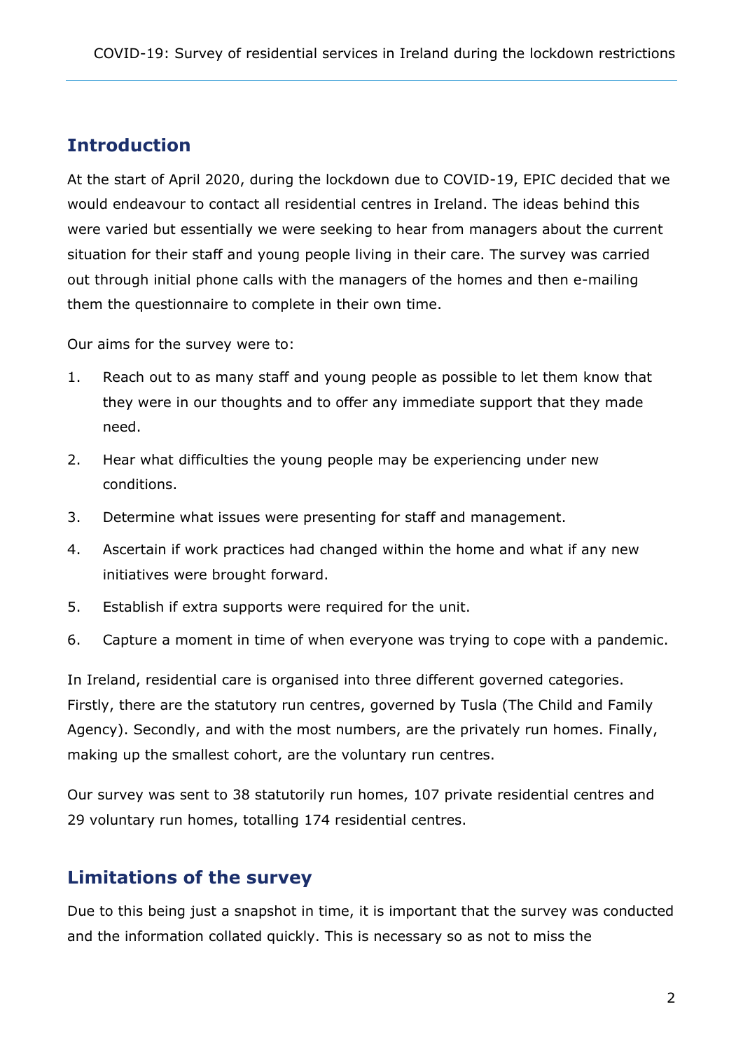## Introduction

At the start of April 2020, during the lockdown due to COVID-19, EPIC decided that we would endeavour to contact all residential centres in Ireland. The ideas behind this were varied but essentially we were seeking to hear from managers about the current situation for their staff and young people living in their care. The survey was carried out through initial phone calls with the managers of the homes and then e-mailing them the questionnaire to complete in their own time.

Our aims for the survey were to:

1. Reach out to as many staff and young people as possible to let them know that they were in our thoughts and to offer any immediate support that they made need.
2. Hear what difficulties the young people may be experiencing under new conditions.
3. Determine what issues were presenting for staff and management.
4. Ascertain if work practices had changed within the home and what if any new initiatives were brought forward.
5. Establish if extra supports were required for the unit.
6. Capture a moment in time of when everyone was trying to cope with a pandemic.

In Ireland, residential care is organised into three different governed categories. Firstly, there are the statutory run centres, governed by Tusla (The Child and Family Agency). Secondly, and with the most numbers, are the privately run homes. Finally, making up the smallest cohort, are the voluntary run centres.

Our survey was sent to 38 statutorily run homes, 107 private residential centres and 29 voluntary run homes, totalling 174 residential centres.

## Limitations of the survey

Due to this being just a snapshot in time, it is important that the survey was conducted and the information collated quickly. This is necessary so as not to miss the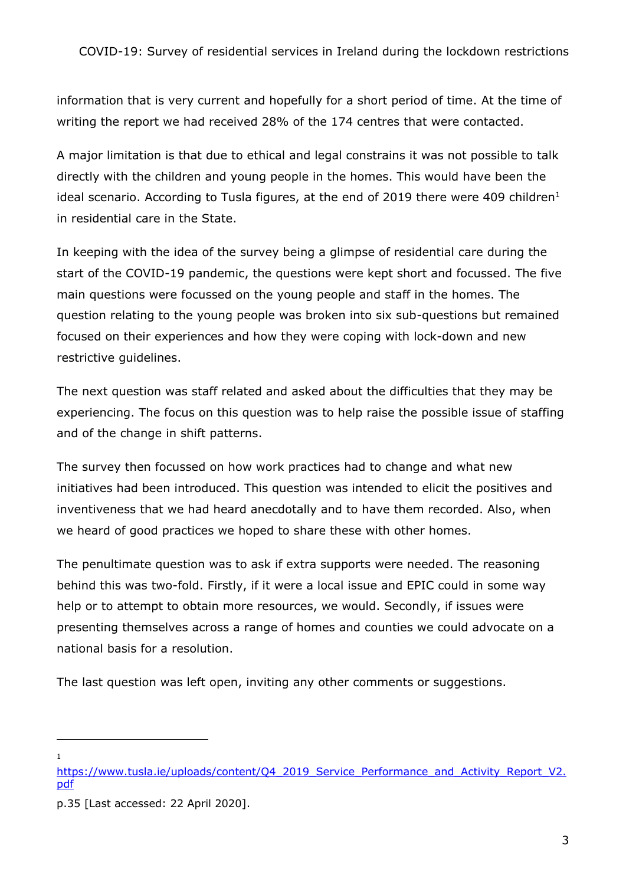information that is very current and hopefully for a short period of time. At the time of writing the report we had received 28% of the 174 centres that were contacted.

A major limitation is that due to ethical and legal constrains it was not possible to talk directly with the children and young people in the homes. This would have been the ideal scenario. According to Tusla figures, at the end of 2019 there were 409 children[1] in residential care in the State.

In keeping with the idea of the survey being a glimpse of residential care during the start of the COVID-19 pandemic, the questions were kept short and focussed. The five main questions were focussed on the young people and staff in the homes. The question relating to the young people was broken into six sub-questions but remained focused on their experiences and how they were coping with lock-down and new restrictive guidelines.

The next question was staff related and asked about the difficulties that they may be experiencing. The focus on this question was to help raise the possible issue of staffing and of the change in shift patterns.

The survey then focussed on how work practices had to change and what new initiatives had been introduced. This question was intended to elicit the positives and inventiveness that we had heard anecdotally and to have them recorded. Also, when we heard of good practices we hoped to share these with other homes.

The penultimate question was to ask if extra supports were needed. The reasoning behind this was two-fold. Firstly, if it were a local issue and EPIC could in some way help or to attempt to obtain more resources, we would. Secondly, if issues were presenting themselves across a range of homes and counties we could advocate on a national basis for a resolution.

The last question was left open, inviting any other comments or suggestions.

---

[1] https://www.tusla.ie/uploads/content/Q4_2019_Service_Performance_and_Activity_Report_V2.pdf

p.35 [Last accessed: 22 April 2020].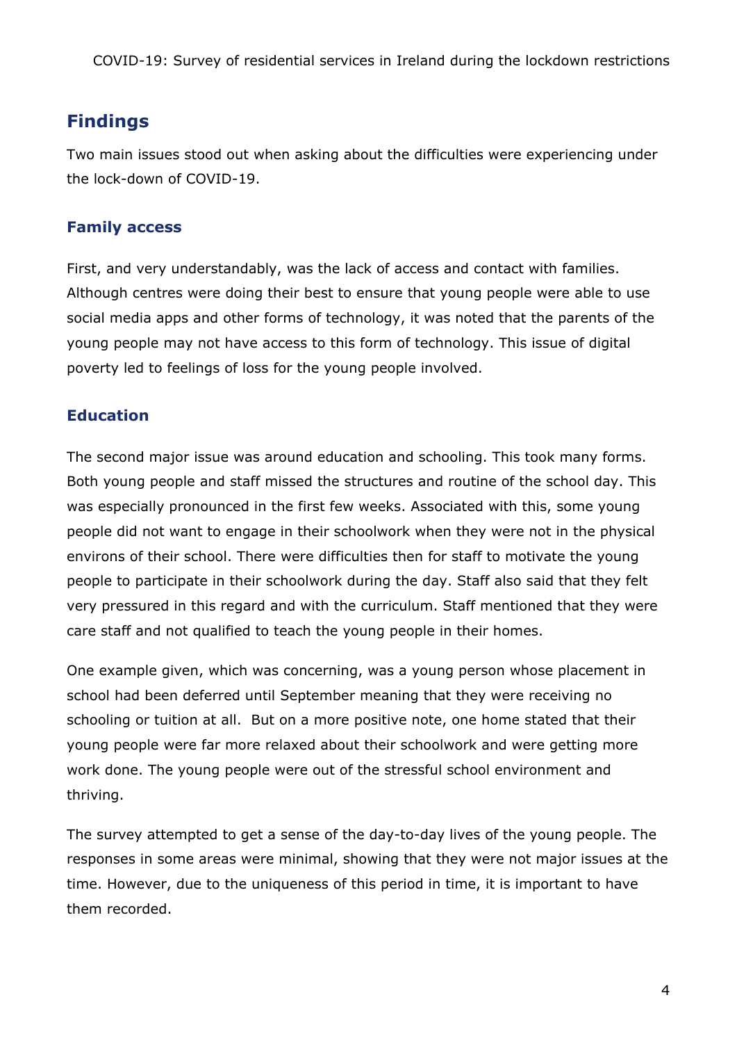## Findings

Two main issues stood out when asking about the difficulties were experiencing under the lock-down of COVID-19.

### Family access

First, and very understandably, was the lack of access and contact with families. Although centres were doing their best to ensure that young people were able to use social media apps and other forms of technology, it was noted that the parents of the young people may not have access to this form of technology. This issue of digital poverty led to feelings of loss for the young people involved.

### Education

The second major issue was around education and schooling. This took many forms. Both young people and staff missed the structures and routine of the school day. This was especially pronounced in the first few weeks. Associated with this, some young people did not want to engage in their schoolwork when they were not in the physical environs of their school. There were difficulties then for staff to motivate the young people to participate in their schoolwork during the day. Staff also said that they felt very pressured in this regard and with the curriculum. Staff mentioned that they were care staff and not qualified to teach the young people in their homes.

One example given, which was concerning, was a young person whose placement in school had been deferred until September meaning that they were receiving no schooling or tuition at all. But on a more positive note, one home stated that their young people were far more relaxed about their schoolwork and were getting more work done. The young people were out of the stressful school environment and thriving.

The survey attempted to get a sense of the day-to-day lives of the young people. The responses in some areas were minimal, showing that they were not major issues at the time. However, due to the uniqueness of this period in time, it is important to have them recorded.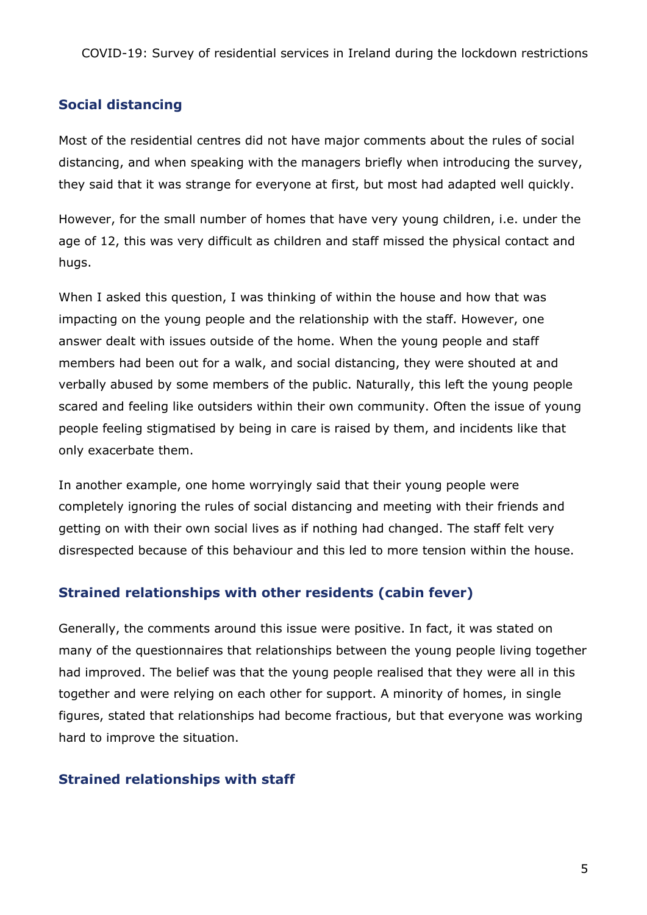## Social distancing

Most of the residential centres did not have major comments about the rules of social distancing, and when speaking with the managers briefly when introducing the survey, they said that it was strange for everyone at first, but most had adapted well quickly.

However, for the small number of homes that have very young children, i.e. under the age of 12, this was very difficult as children and staff missed the physical contact and hugs.

When I asked this question, I was thinking of within the house and how that was impacting on the young people and the relationship with the staff. However, one answer dealt with issues outside of the home. When the young people and staff members had been out for a walk, and social distancing, they were shouted at and verbally abused by some members of the public. Naturally, this left the young people scared and feeling like outsiders within their own community. Often the issue of young people feeling stigmatised by being in care is raised by them, and incidents like that only exacerbate them.

In another example, one home worryingly said that their young people were completely ignoring the rules of social distancing and meeting with their friends and getting on with their own social lives as if nothing had changed. The staff felt very disrespected because of this behaviour and this led to more tension within the house.

## Strained relationships with other residents (cabin fever)

Generally, the comments around this issue were positive. In fact, it was stated on many of the questionnaires that relationships between the young people living together had improved. The belief was that the young people realised that they were all in this together and were relying on each other for support. A minority of homes, in single figures, stated that relationships had become fractious, but that everyone was working hard to improve the situation.

## Strained relationships with staff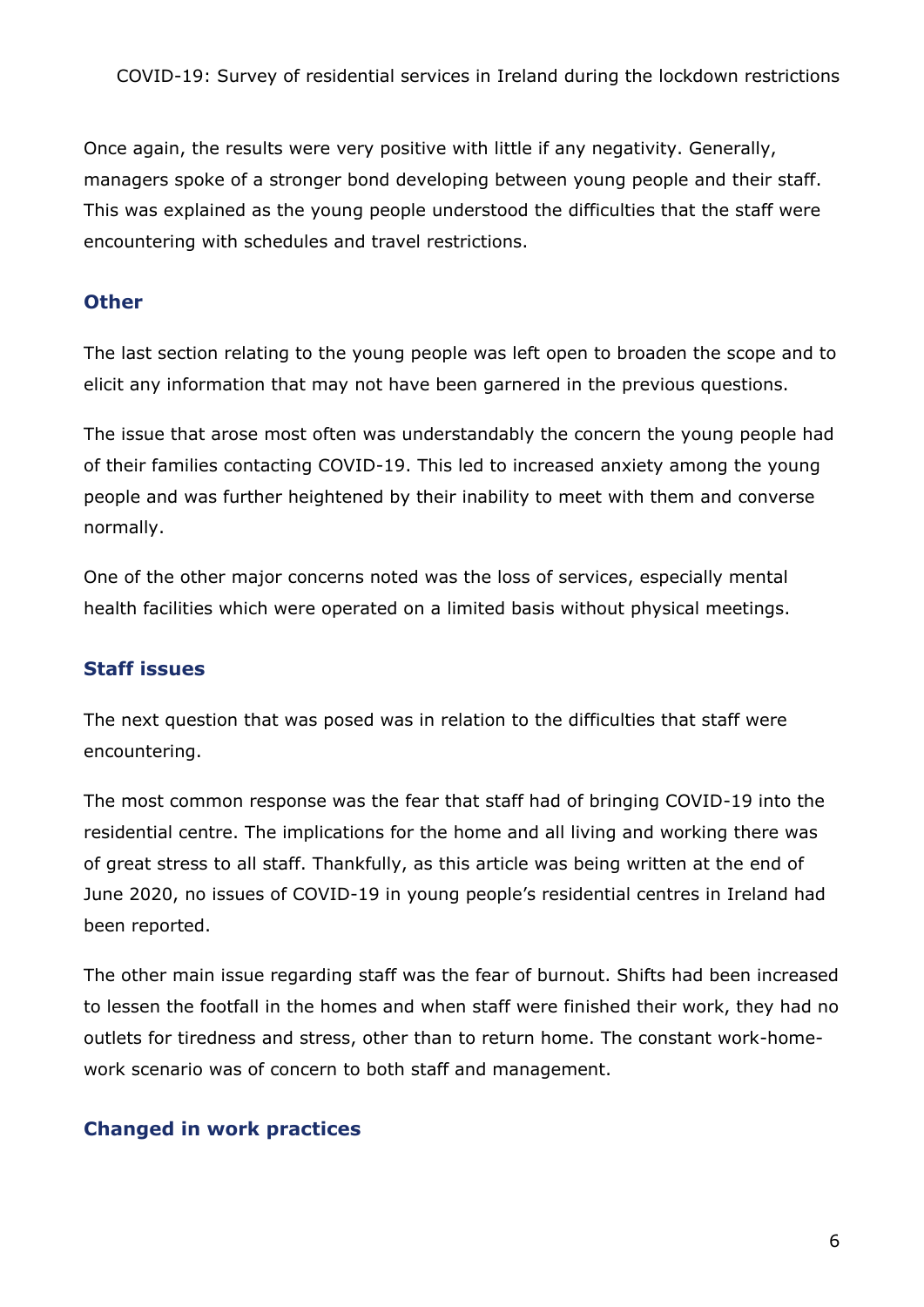Once again, the results were very positive with little if any negativity. Generally, managers spoke of a stronger bond developing between young people and their staff. This was explained as the young people understood the difficulties that the staff were encountering with schedules and travel restrictions.

### Other

The last section relating to the young people was left open to broaden the scope and to elicit any information that may not have been garnered in the previous questions.

The issue that arose most often was understandably the concern the young people had of their families contacting COVID-19. This led to increased anxiety among the young people and was further heightened by their inability to meet with them and converse normally.

One of the other major concerns noted was the loss of services, especially mental health facilities which were operated on a limited basis without physical meetings.

### Staff issues

The next question that was posed was in relation to the difficulties that staff were encountering.

The most common response was the fear that staff had of bringing COVID-19 into the residential centre. The implications for the home and all living and working there was of great stress to all staff. Thankfully, as this article was being written at the end of June 2020, no issues of COVID-19 in young people's residential centres in Ireland had been reported.

The other main issue regarding staff was the fear of burnout. Shifts had been increased to lessen the footfall in the homes and when staff were finished their work, they had no outlets for tiredness and stress, other than to return home. The constant work-home-work scenario was of concern to both staff and management.

### Changed in work practices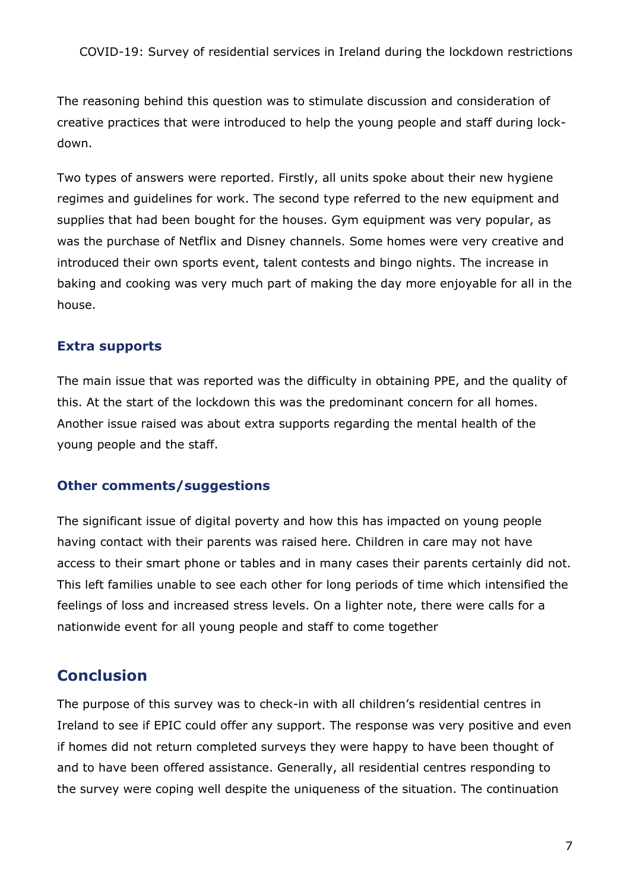The reasoning behind this question was to stimulate discussion and consideration of creative practices that were introduced to help the young people and staff during lock-down.

Two types of answers were reported. Firstly, all units spoke about their new hygiene regimes and guidelines for work. The second type referred to the new equipment and supplies that had been bought for the houses. Gym equipment was very popular, as was the purchase of Netflix and Disney channels. Some homes were very creative and introduced their own sports event, talent contests and bingo nights. The increase in baking and cooking was very much part of making the day more enjoyable for all in the house.

### Extra supports

The main issue that was reported was the difficulty in obtaining PPE, and the quality of this. At the start of the lockdown this was the predominant concern for all homes. Another issue raised was about extra supports regarding the mental health of the young people and the staff.

### Other comments/suggestions

The significant issue of digital poverty and how this has impacted on young people having contact with their parents was raised here. Children in care may not have access to their smart phone or tables and in many cases their parents certainly did not. This left families unable to see each other for long periods of time which intensified the feelings of loss and increased stress levels. On a lighter note, there were calls for a nationwide event for all young people and staff to come together

## Conclusion

The purpose of this survey was to check-in with all children's residential centres in Ireland to see if EPIC could offer any support. The response was very positive and even if homes did not return completed surveys they were happy to have been thought of and to have been offered assistance. Generally, all residential centres responding to the survey were coping well despite the uniqueness of the situation. The continuation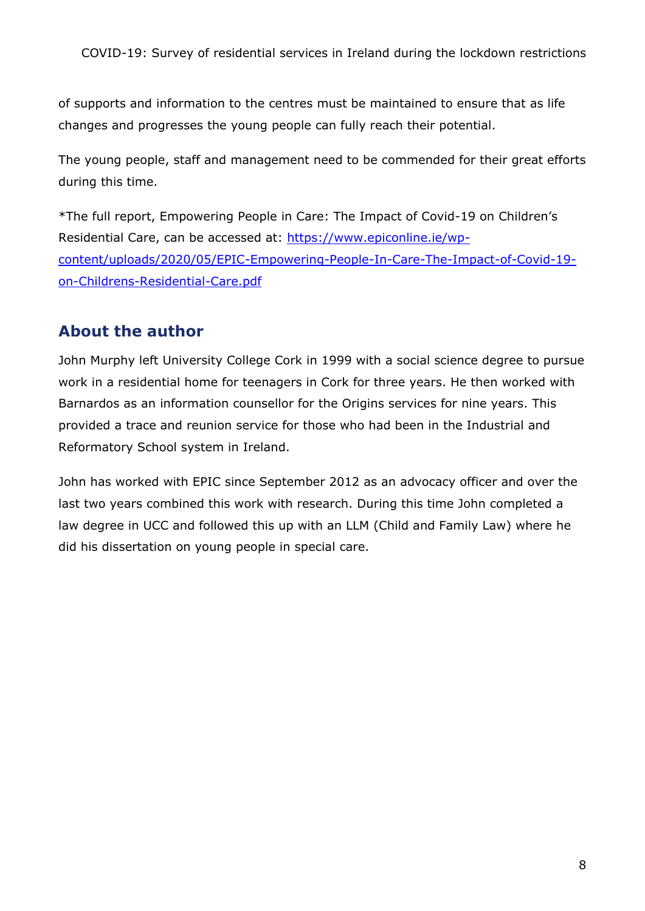of supports and information to the centres must be maintained to ensure that as life changes and progresses the young people can fully reach their potential.

The young people, staff and management need to be commended for their great efforts during this time.

*The full report, Empowering People in Care: The Impact of Covid-19 on Children's Residential Care, can be accessed at: https://www.epiconline.ie/wp-content/uploads/2020/05/EPIC-Empowering-People-In-Care-The-Impact-of-Covid-19-on-Childrens-Residential-Care.pdf

## About the author

John Murphy left University College Cork in 1999 with a social science degree to pursue work in a residential home for teenagers in Cork for three years. He then worked with Barnardos as an information counsellor for the Origins services for nine years. This provided a trace and reunion service for those who had been in the Industrial and Reformatory School system in Ireland.

John has worked with EPIC since September 2012 as an advocacy officer and over the last two years combined this work with research. During this time John completed a law degree in UCC and followed this up with an LLM (Child and Family Law) where he did his dissertation on young people in special care.